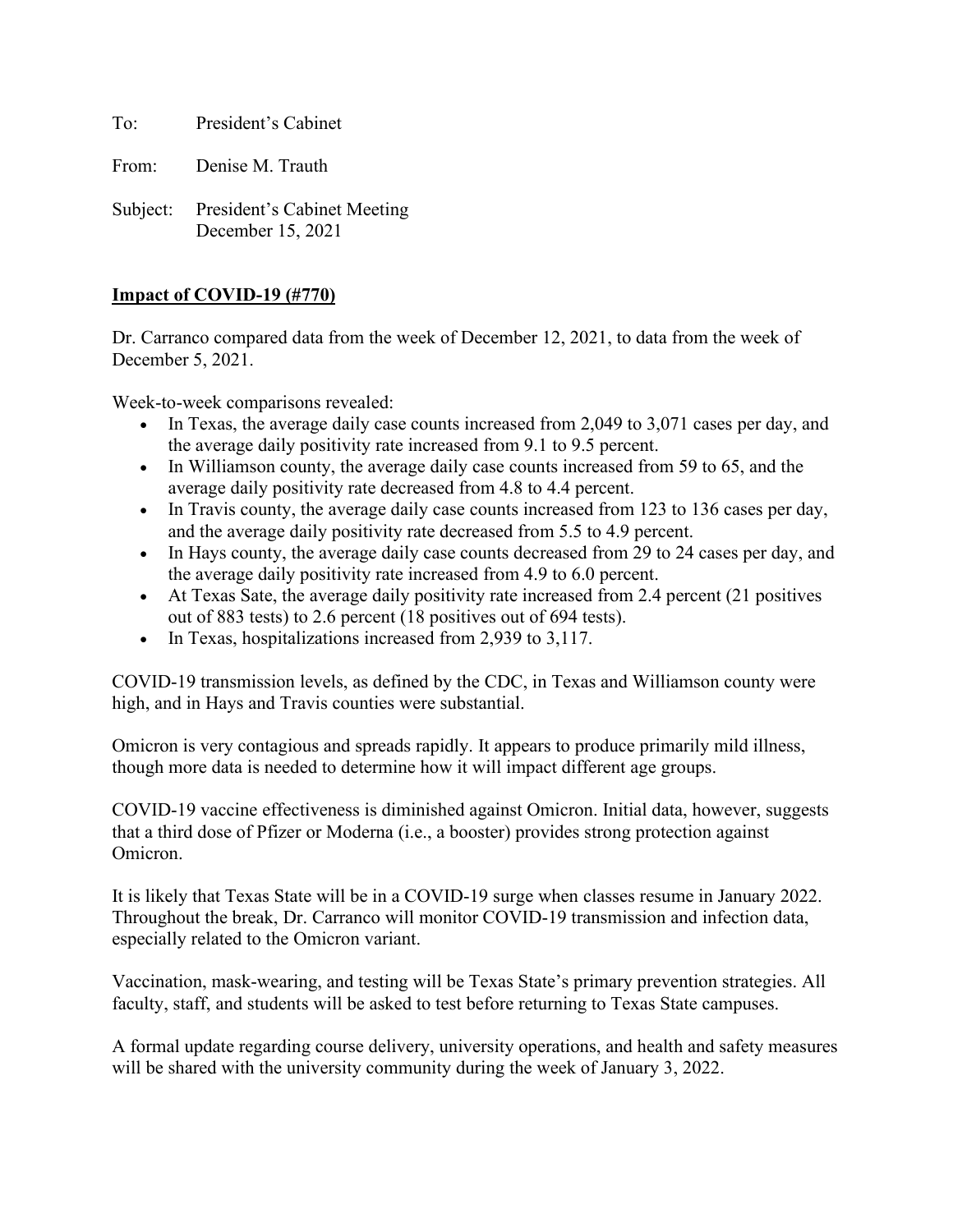To: President's Cabinet

From: Denise M. Trauth

Subject: President's Cabinet Meeting
December 15, 2021

**Impact of COVID-19 (#770)**

Dr. Carranco compared data from the week of December 12, 2021, to data from the week of December 5, 2021.

Week-to-week comparisons revealed:

- In Texas, the average daily case counts increased from 2,049 to 3,071 cases per day, and the average daily positivity rate increased from 9.1 to 9.5 percent.
- In Williamson county, the average daily case counts increased from 59 to 65, and the average daily positivity rate decreased from 4.8 to 4.4 percent.
- In Travis county, the average daily case counts increased from 123 to 136 cases per day, and the average daily positivity rate decreased from 5.5 to 4.9 percent.
- In Hays county, the average daily case counts decreased from 29 to 24 cases per day, and the average daily positivity rate increased from 4.9 to 6.0 percent.
- At Texas Sate, the average daily positivity rate increased from 2.4 percent (21 positives out of 883 tests) to 2.6 percent (18 positives out of 694 tests).
- In Texas, hospitalizations increased from 2,939 to 3,117.

COVID-19 transmission levels, as defined by the CDC, in Texas and Williamson county were high, and in Hays and Travis counties were substantial.

Omicron is very contagious and spreads rapidly. It appears to produce primarily mild illness, though more data is needed to determine how it will impact different age groups.

COVID-19 vaccine effectiveness is diminished against Omicron. Initial data, however, suggests that a third dose of Pfizer or Moderna (i.e., a booster) provides strong protection against Omicron.

It is likely that Texas State will be in a COVID-19 surge when classes resume in January 2022. Throughout the break, Dr. Carranco will monitor COVID-19 transmission and infection data, especially related to the Omicron variant.

Vaccination, mask-wearing, and testing will be Texas State's primary prevention strategies. All faculty, staff, and students will be asked to test before returning to Texas State campuses.

A formal update regarding course delivery, university operations, and health and safety measures will be shared with the university community during the week of January 3, 2022.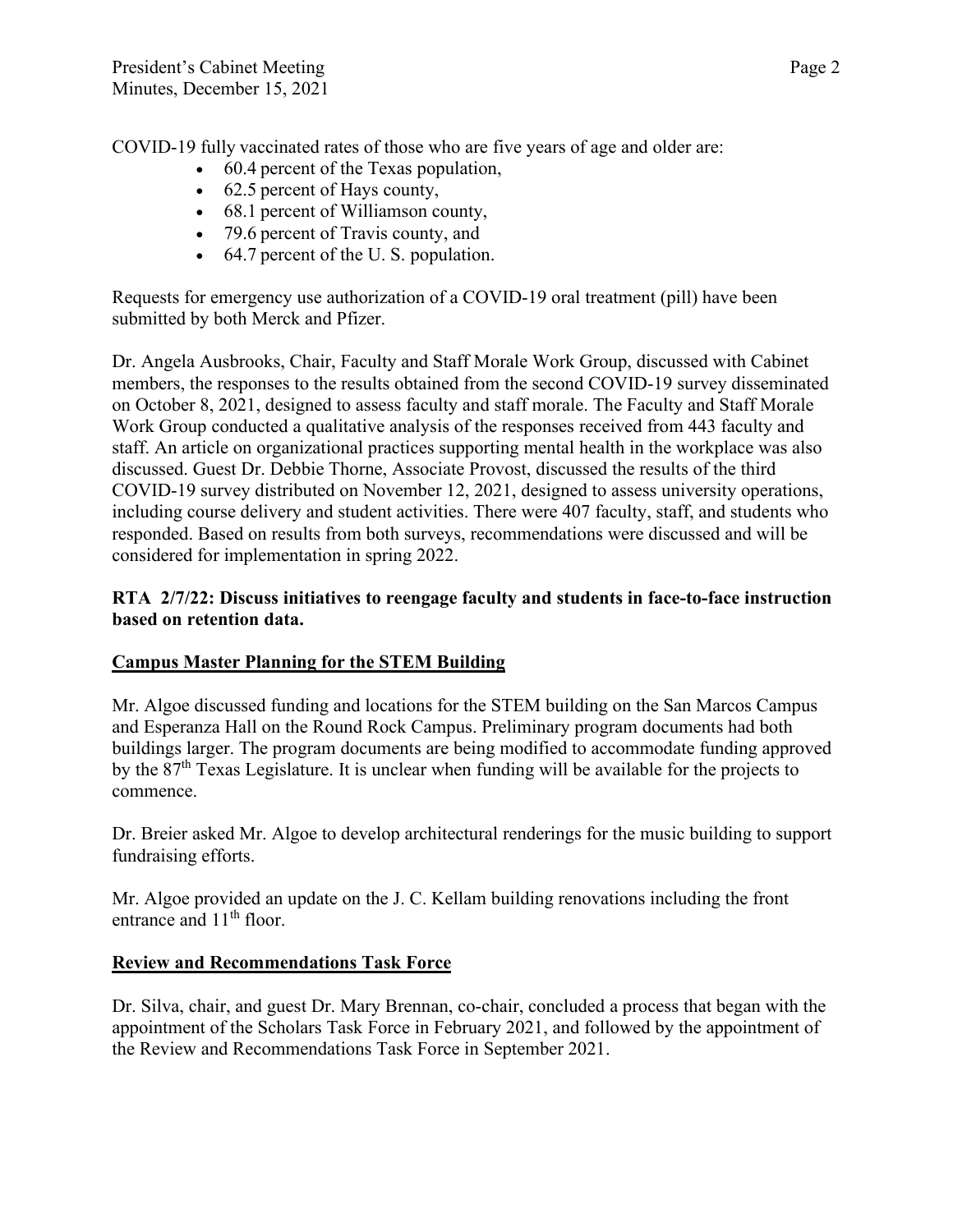COVID-19 fully vaccinated rates of those who are five years of age and older are:

- 60.4 percent of the Texas population,
- 62.5 percent of Hays county,
- 68.1 percent of Williamson county,
- 79.6 percent of Travis county, and
- 64.7 percent of the U. S. population.

Requests for emergency use authorization of a COVID-19 oral treatment (pill) have been submitted by both Merck and Pfizer.

Dr. Angela Ausbrooks, Chair, Faculty and Staff Morale Work Group, discussed with Cabinet members, the responses to the results obtained from the second COVID-19 survey disseminated on October 8, 2021, designed to assess faculty and staff morale. The Faculty and Staff Morale Work Group conducted a qualitative analysis of the responses received from 443 faculty and staff. An article on organizational practices supporting mental health in the workplace was also discussed. Guest Dr. Debbie Thorne, Associate Provost, discussed the results of the third COVID-19 survey distributed on November 12, 2021, designed to assess university operations, including course delivery and student activities. There were 407 faculty, staff, and students who responded. Based on results from both surveys, recommendations were discussed and will be considered for implementation in spring 2022.

**RTA 2/7/22: Discuss initiatives to reengage faculty and students in face-to-face instruction based on retention data.**

## Campus Master Planning for the STEM Building

Mr. Algoe discussed funding and locations for the STEM building on the San Marcos Campus and Esperanza Hall on the Round Rock Campus. Preliminary program documents had both buildings larger. The program documents are being modified to accommodate funding approved by the 87th Texas Legislature. It is unclear when funding will be available for the projects to commence.

Dr. Breier asked Mr. Algoe to develop architectural renderings for the music building to support fundraising efforts.

Mr. Algoe provided an update on the J. C. Kellam building renovations including the front entrance and 11th floor.

## Review and Recommendations Task Force

Dr. Silva, chair, and guest Dr. Mary Brennan, co-chair, concluded a process that began with the appointment of the Scholars Task Force in February 2021, and followed by the appointment of the Review and Recommendations Task Force in September 2021.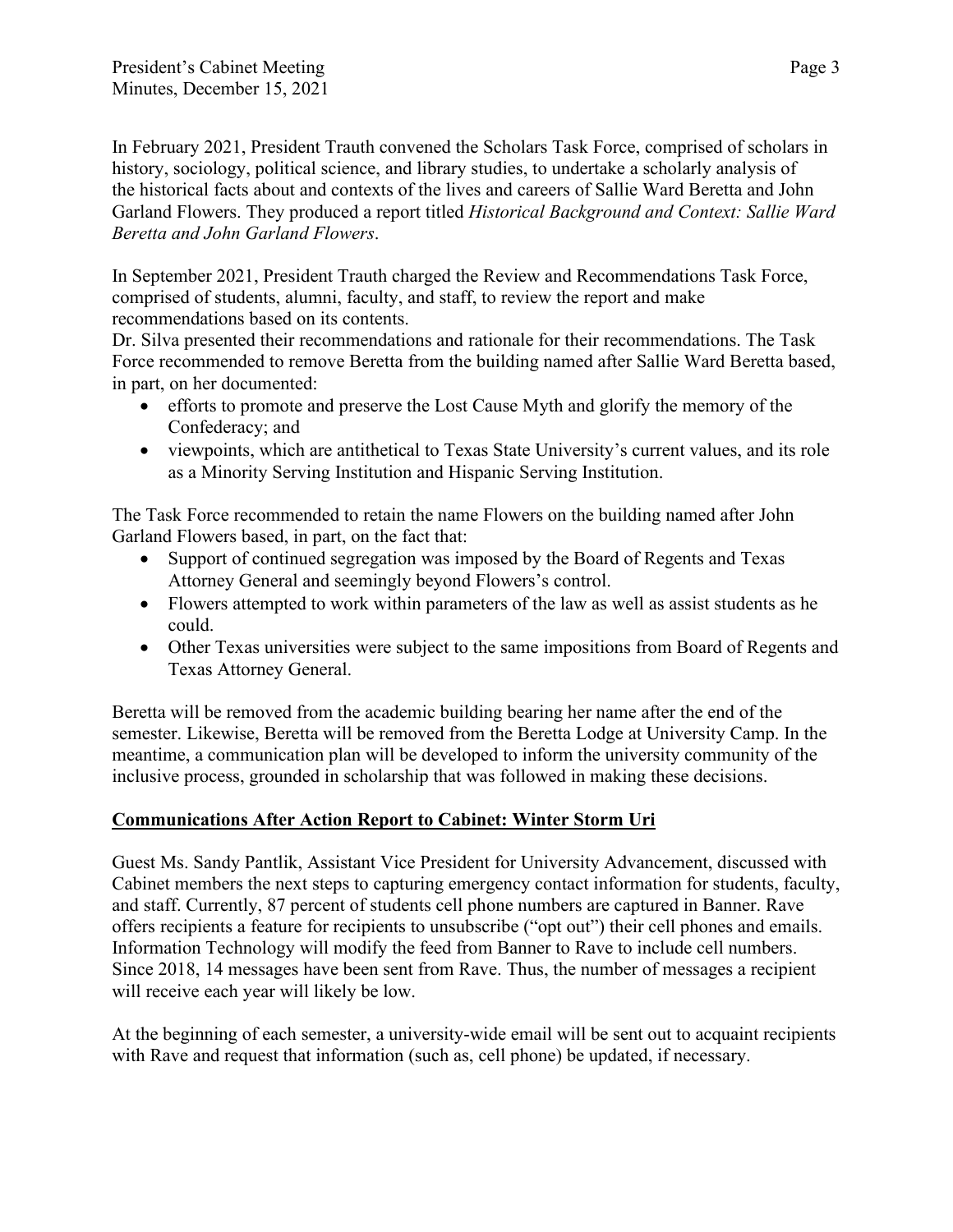In February 2021, President Trauth convened the Scholars Task Force, comprised of scholars in history, sociology, political science, and library studies, to undertake a scholarly analysis of the historical facts about and contexts of the lives and careers of Sallie Ward Beretta and John Garland Flowers. They produced a report titled *Historical Background and Context: Sallie Ward Beretta and John Garland Flowers*.

In September 2021, President Trauth charged the Review and Recommendations Task Force, comprised of students, alumni, faculty, and staff, to review the report and make recommendations based on its contents.

Dr. Silva presented their recommendations and rationale for their recommendations. The Task Force recommended to remove Beretta from the building named after Sallie Ward Beretta based, in part, on her documented:

- efforts to promote and preserve the Lost Cause Myth and glorify the memory of the Confederacy; and
- viewpoints, which are antithetical to Texas State University's current values, and its role as a Minority Serving Institution and Hispanic Serving Institution.

The Task Force recommended to retain the name Flowers on the building named after John Garland Flowers based, in part, on the fact that:

- Support of continued segregation was imposed by the Board of Regents and Texas Attorney General and seemingly beyond Flowers's control.
- Flowers attempted to work within parameters of the law as well as assist students as he could.
- Other Texas universities were subject to the same impositions from Board of Regents and Texas Attorney General.

Beretta will be removed from the academic building bearing her name after the end of the semester. Likewise, Beretta will be removed from the Beretta Lodge at University Camp. In the meantime, a communication plan will be developed to inform the university community of the inclusive process, grounded in scholarship that was followed in making these decisions.

**Communications After Action Report to Cabinet: Winter Storm Uri**

Guest Ms. Sandy Pantlik, Assistant Vice President for University Advancement, discussed with Cabinet members the next steps to capturing emergency contact information for students, faculty, and staff. Currently, 87 percent of students cell phone numbers are captured in Banner. Rave offers recipients a feature for recipients to unsubscribe ("opt out") their cell phones and emails. Information Technology will modify the feed from Banner to Rave to include cell numbers. Since 2018, 14 messages have been sent from Rave. Thus, the number of messages a recipient will receive each year will likely be low.

At the beginning of each semester, a university-wide email will be sent out to acquaint recipients with Rave and request that information (such as, cell phone) be updated, if necessary.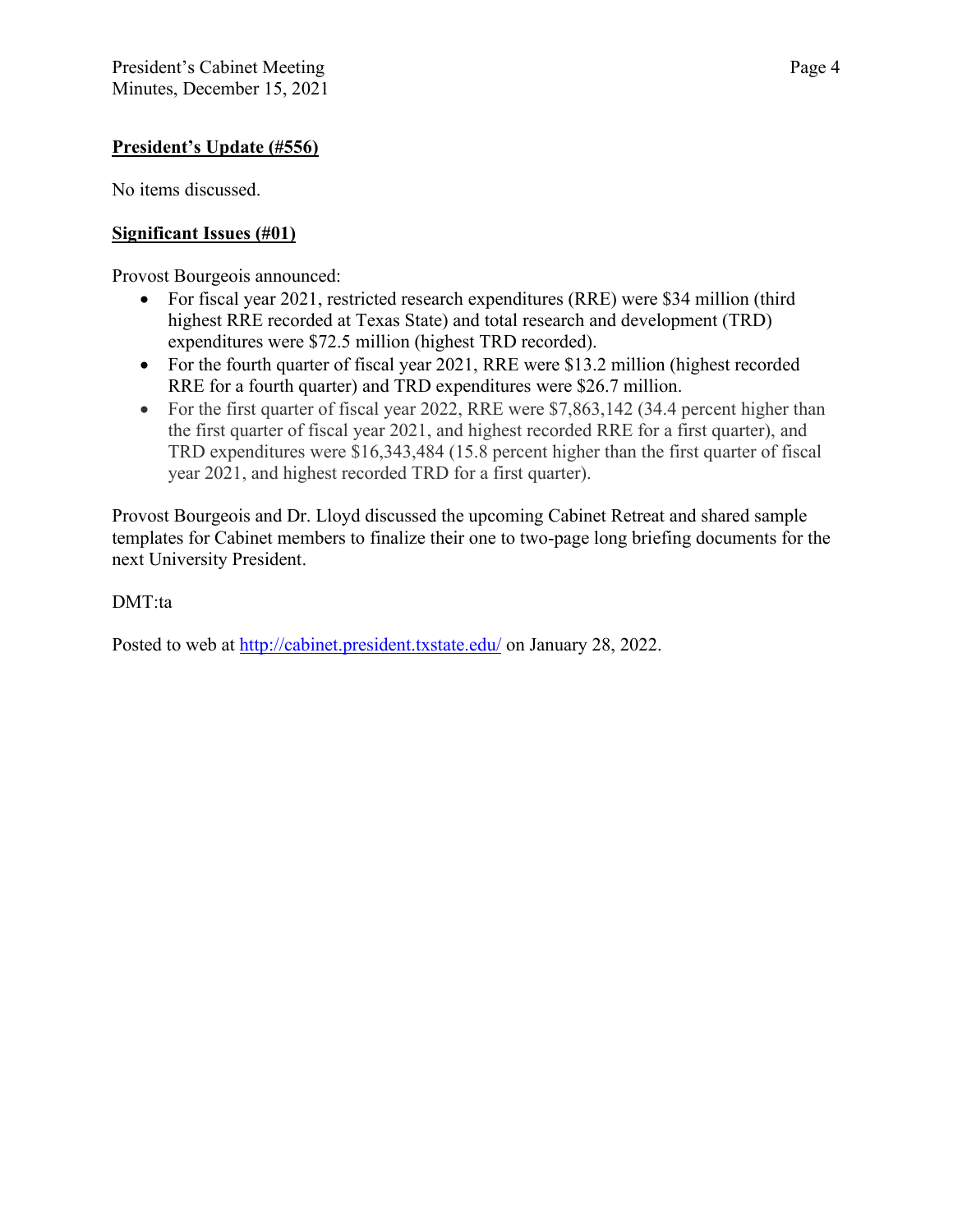**President's Update (#556)**

No items discussed.

**Significant Issues (#01)**

Provost Bourgeois announced:

- For fiscal year 2021, restricted research expenditures (RRE) were $34 million (third highest RRE recorded at Texas State) and total research and development (TRD) expenditures were $72.5 million (highest TRD recorded).
- For the fourth quarter of fiscal year 2021, RRE were $13.2 million (highest recorded RRE for a fourth quarter) and TRD expenditures were $26.7 million.
- For the first quarter of fiscal year 2022, RRE were $7,863,142 (34.4 percent higher than the first quarter of fiscal year 2021, and highest recorded RRE for a first quarter), and TRD expenditures were $16,343,484 (15.8 percent higher than the first quarter of fiscal year 2021, and highest recorded TRD for a first quarter).

Provost Bourgeois and Dr. Lloyd discussed the upcoming Cabinet Retreat and shared sample templates for Cabinet members to finalize their one to two-page long briefing documents for the next University President.

DMT:ta

Posted to web at http://cabinet.president.txstate.edu/ on January 28, 2022.